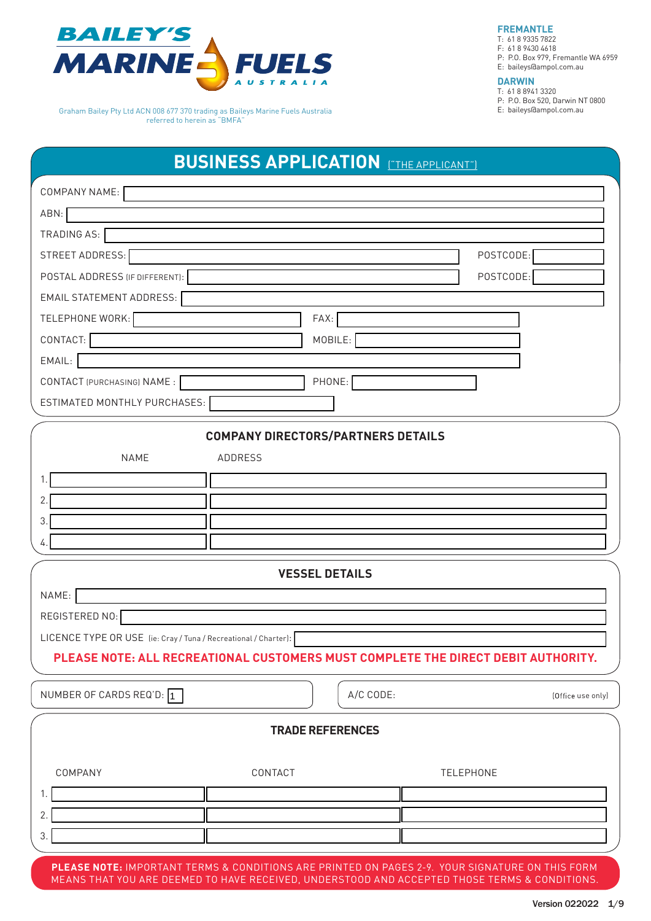# BAILEY'S MARINE FUELS AUSTRALIA

Graham Bailey Pty Ltd ACN 008 677 370 trading as Baileys Marine Fuels Australia referred to herein as "BMFA"

**FREMANTLE**
T: 61 8 9335 7822
F: 61 8 9430 4618
P: P.O. Box 979, Fremantle WA 6959
E: baileys@ampol.com.au

**DARWIN**
T: 61 8 8941 3320
P: P.O. Box 520, Darwin NT 0800
E: baileys@ampol.com.au

## BUSINESS APPLICATION ("THE APPLICANT")

COMPANY NAME:

ABN:

TRADING AS:

STREET ADDRESS: POSTCODE:

POSTAL ADDRESS (IF DIFFERENT): POSTCODE:

EMAIL STATEMENT ADDRESS:

TELEPHONE WORK: FAX:

CONTACT: MOBILE:

EMAIL:

CONTACT (PURCHASING) NAME : PHONE:

ESTIMATED MONTHLY PURCHASES:

### COMPANY DIRECTORS/PARTNERS DETAILS

| | NAME | ADDRESS |
|---|---|---|
| 1. | | |
| 2. | | |
| 3. | | |
| 4. | | |

### VESSEL DETAILS

NAME:

REGISTERED NO:

LICENCE TYPE OR USE (ie: Cray / Tuna / Recreational / Charter):

**PLEASE NOTE: ALL RECREATIONAL CUSTOMERS MUST COMPLETE THE DIRECT DEBIT AUTHORITY.**

NUMBER OF CARDS REQ'D: 1

A/C CODE: (Office use only)

### TRADE REFERENCES

| | COMPANY | CONTACT | TELEPHONE |
|---|---|---|---|
| 1. | | | |
| 2. | | | |
| 3. | | | |

**PLEASE NOTE:** IMPORTANT TERMS & CONDITIONS ARE PRINTED ON PAGES 2-9. YOUR SIGNATURE ON THIS FORM MEANS THAT YOU ARE DEEMED TO HAVE RECEIVED, UNDERSTOOD AND ACCEPTED THOSE TERMS & CONDITIONS.

Version 022022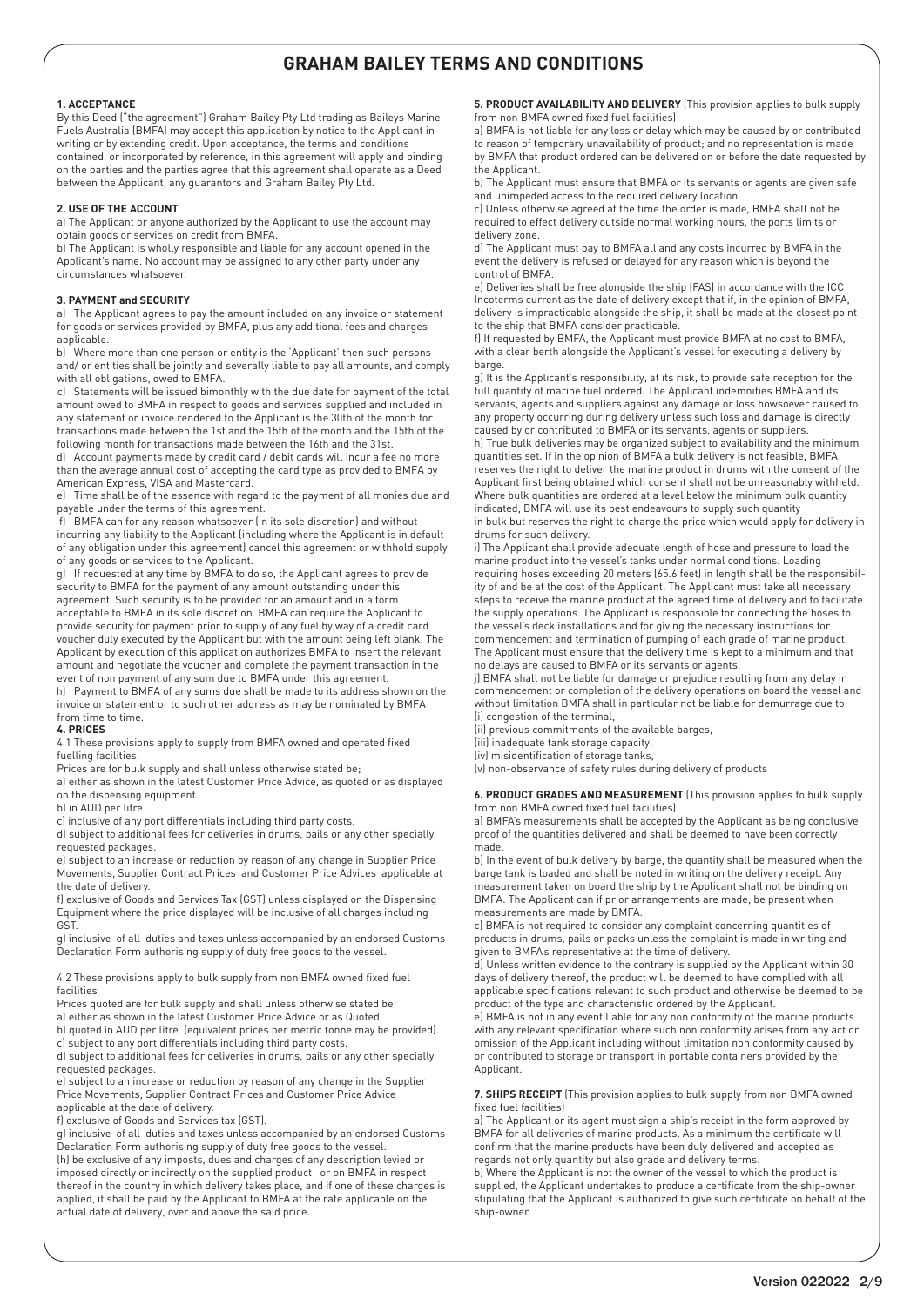# GRAHAM BAILEY TERMS AND CONDITIONS

## 1. ACCEPTANCE

By this Deed ("the agreement") Graham Bailey Pty Ltd trading as Baileys Marine Fuels Australia (BMFA) may accept this application by notice to the Applicant in writing or by extending credit. Upon acceptance, the terms and conditions contained, or incorporated by reference, in this agreement will apply and binding on the parties and the parties agree that this agreement shall operate as a Deed between the Applicant, any guarantors and Graham Bailey Pty Ltd.

## 2. USE OF THE ACCOUNT

a) The Applicant or anyone authorized by the Applicant to use the account may obtain goods or services on credit from BMFA.

b) The Applicant is wholly responsible and liable for any account opened in the Applicant's name. No account may be assigned to any other party under any circumstances whatsoever.

## 3. PAYMENT and SECURITY

a) The Applicant agrees to pay the amount included on any invoice or statement for goods or services provided by BMFA, plus any additional fees and charges applicable.

b) Where more than one person or entity is the 'Applicant' then such persons and/ or entities shall be jointly and severally liable to pay all amounts, and comply with all obligations, owed to BMFA.

c) Statements will be issued bimonthly with the due date for payment of the total amount owed to BMFA in respect to goods and services supplied and included in any statement or invoice rendered to the Applicant is the 30th of the month for transactions made between the 1st and the 15th of the month and the 15th of the following month for transactions made between the 16th and the 31st.

d) Account payments made by credit card / debit cards will incur a fee no more than the average annual cost of accepting the card type as provided to BMFA by American Express, VISA and Mastercard.

e) Time shall be of the essence with regard to the payment of all monies due and payable under the terms of this agreement.

f) BMFA can for any reason whatsoever (in its sole discretion) and without incurring any liability to the Applicant (including where the Applicant is in default of any obligation under this agreement) cancel this agreement or withhold supply of any goods or services to the Applicant.

g) If requested at any time by BMFA to do so, the Applicant agrees to provide security to BMFA for the payment of any amount outstanding under this agreement. Such security is to be provided for an amount and in a form acceptable to BMFA in its sole discretion. BMFA can require the Applicant to provide security for payment prior to supply of any fuel by way of a credit card voucher duly executed by the Applicant but with the amount being left blank. The Applicant by execution of this application authorizes BMFA to insert the relevant amount and negotiate the voucher and complete the payment transaction in the event of non payment of any sum due to BMFA under this agreement.

h) Payment to BMFA of any sums due shall be made to its address shown on the invoice or statement or to such other address as may be nominated by BMFA from time to time.

## 4. PRICES

4.1 These provisions apply to supply from BMFA owned and operated fixed fuelling facilities.

Prices are for bulk supply and shall unless otherwise stated be;

a) either as shown in the latest Customer Price Advice, as quoted or as displayed on the dispensing equipment.

b) in AUD per litre.

c) inclusive of any port differentials including third party costs.

d) subject to additional fees for deliveries in drums, pails or any other specially requested packages.

e) subject to an increase or reduction by reason of any change in Supplier Price Movements, Supplier Contract Prices and Customer Price Advices applicable at the date of delivery.

f) exclusive of Goods and Services Tax (GST) unless displayed on the Dispensing Equipment where the price displayed will be inclusive of all charges including GST.

g) inclusive of all duties and taxes unless accompanied by an endorsed Customs Declaration Form authorising supply of duty free goods to the vessel.

4.2 These provisions apply to bulk supply from non BMFA owned fixed fuel facilities

Prices quoted are for bulk supply and shall unless otherwise stated be;

a) either as shown in the latest Customer Price Advice or as Quoted.

b) quoted in AUD per litre (equivalent prices per metric tonne may be provided).

c) subject to any port differentials including third party costs.

d) subject to additional fees for deliveries in drums, pails or any other specially requested packages.

e) subject to an increase or reduction by reason of any change in the Supplier Price Movements, Supplier Contract Prices and Customer Price Advice applicable at the date of delivery.

f) exclusive of Goods and Services tax (GST).

g) inclusive of all duties and taxes unless accompanied by an endorsed Customs Declaration Form authorising supply of duty free goods to the vessel.

(h) be exclusive of any imposts, dues and charges of any description levied or imposed directly or indirectly on the supplied product or on BMFA in respect thereof in the country in which delivery takes place, and if one of these charges is applied, it shall be paid by the Applicant to BMFA at the rate applicable on the actual date of delivery, over and above the said price.

## 5. PRODUCT AVAILABILITY AND DELIVERY (This provision applies to bulk supply from non BMFA owned fixed fuel facilities)

a) BMFA is not liable for any loss or delay which may be caused by or contributed to reason of temporary unavailability of product; and no representation is made by BMFA that product ordered can be delivered on or before the date requested by the Applicant.

b) The Applicant must ensure that BMFA or its servants or agents are given safe and unimpeded access to the required delivery location.

c) Unless otherwise agreed at the time the order is made, BMFA shall not be required to effect delivery outside normal working hours, the ports limits or delivery zone.

d) The Applicant must pay to BMFA all and any costs incurred by BMFA in the event the delivery is refused or delayed for any reason which is beyond the control of BMFA.

e) Deliveries shall be free alongside the ship (FAS) in accordance with the ICC Incoterms current as the date of delivery except that if, in the opinion of BMFA, delivery is impracticable alongside the ship, it shall be made at the closest point to the ship that BMFA consider practicable.

f) If requested by BMFA, the Applicant must provide BMFA at no cost to BMFA, with a clear berth alongside the Applicant's vessel for executing a delivery by barge.

g) It is the Applicant's responsibility, at its risk, to provide safe reception for the full quantity of marine fuel ordered. The Applicant indemnifies BMFA and its servants, agents and suppliers against any damage or loss howsoever caused to any property occurring during delivery unless such loss and damage is directly caused by or contributed to BMFA or its servants, agents or suppliers.

h) True bulk deliveries may be organized subject to availability and the minimum quantities set. If in the opinion of BMFA a bulk delivery is not feasible, BMFA reserves the right to deliver the marine product in drums with the consent of the Applicant first being obtained which consent shall not be unreasonably withheld. Where bulk quantities are ordered at a level below the minimum bulk quantity indicated, BMFA will use its best endeavours to supply such quantity in bulk but reserves the right to charge the price which would apply for delivery in drums for such delivery.

i) The Applicant shall provide adequate length of hose and pressure to load the marine product into the vessel's tanks under normal conditions. Loading requiring hoses exceeding 20 meters (65.6 feet) in length shall be the responsibility of and be at the cost of the Applicant. The Applicant must take all necessary steps to receive the marine product at the agreed time of delivery and to facilitate the supply operations. The Applicant is responsible for connecting the hoses to the vessel's deck installations and for giving the necessary instructions for commencement and termination of pumping of each grade of marine product. The Applicant must ensure that the delivery time is kept to a minimum and that no delays are caused to BMFA or its servants or agents.

j) BMFA shall not be liable for damage or prejudice resulting from any delay in commencement or completion of the delivery operations on board the vessel and without limitation BMFA shall in particular not be liable for demurrage due to;

(i) congestion of the terminal,

(ii) previous commitments of the available barges,

(iii) inadequate tank storage capacity,

(iv) misidentification of storage tanks,

(v) non-observance of safety rules during delivery of products

## 6. PRODUCT GRADES AND MEASUREMENT (This provision applies to bulk supply from non BMFA owned fixed fuel facilities)

a) BMFA's measurements shall be accepted by the Applicant as being conclusive proof of the quantities delivered and shall be deemed to have been correctly made.

b) In the event of bulk delivery by barge, the quantity shall be measured when the barge tank is loaded and shall be noted in writing on the delivery receipt. Any measurement taken on board the ship by the Applicant shall not be binding on BMFA. The Applicant can if prior arrangements are made, be present when measurements are made by BMFA.

c) BMFA is not required to consider any complaint concerning quantities of products in drums, pails or packs unless the complaint is made in writing and given to BMFA's representative at the time of delivery.

d) Unless written evidence to the contrary is supplied by the Applicant within 30 days of delivery thereof, the product will be deemed to have complied with all applicable specifications relevant to such product and otherwise be deemed to be product of the type and characteristic ordered by the Applicant.

e) BMFA is not in any event liable for any non conformity of the marine products with any relevant specification where such non conformity arises from any act or omission of the Applicant including without limitation non conformity caused by or contributed to storage or transport in portable containers provided by the Applicant.

## 7. SHIPS RECEIPT (This provision applies to bulk supply from non BMFA owned fixed fuel facilities)

a) The Applicant or its agent must sign a ship's receipt in the form approved by BMFA for all deliveries of marine products. As a minimum the certificate will confirm that the marine products have been duly delivered and accepted as regards not only quantity but also grade and delivery terms.

b) Where the Applicant is not the owner of the vessel to which the product is supplied, the Applicant undertakes to produce a certificate from the ship-owner stipulating that the Applicant is authorized to give such certificate on behalf of the ship-owner.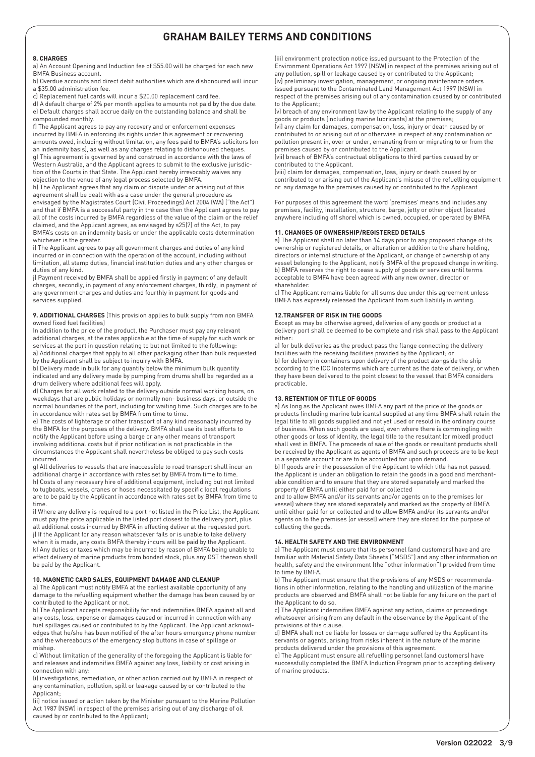# GRAHAM BAILEY TERMS AND CONDITIONS

**8. CHARGES**

a) An Account Opening and Induction fee of $55.00 will be charged for each new BMFA Business account.

b) Overdue accounts and direct debit authorities which are dishonoured will incur a $35.00 administration fee.

c) Replacement fuel cards will incur a $20.00 replacement card fee.

d) A default charge of 2% per month applies to amounts not paid by the due date.

e) Default charges shall accrue daily on the outstanding balance and shall be compounded monthly.

f) The Applicant agrees to pay any recovery and or enforcement expenses incurred by BMFA in enforcing its rights under this agreement or recovering amounts owed, including without limitation, any fees paid to BMFA's solicitors (on an indemnity basis), as well as any charges relating to dishonoured cheques.

g) This agreement is governed by and construed in accordance with the laws of Western Australia, and the Applicant agrees to submit to the exclusive jurisdiction of the Courts in that State. The Applicant hereby irrevocably waives any objection to the venue of any legal process selected by BMFA.

h) The Applicant agrees that any claim or dispute under or arising out of this agreement shall be dealt with as a case under the general procedure as envisaged by the Magistrates Court (Civil Proceedings) Act 2004 (WA) ("the Act") and that if BMFA is a successful party in the case then the Applicant agrees to pay all of the costs incurred by BMFA regardless of the value of the claim or the relief claimed, and the Applicant agrees, as envisaged by s25(7) of the Act, to pay BMFA's costs on an indemnity basis or under the applicable costs determination whichever is the greater.

i) The Applicant agrees to pay all government charges and duties of any kind incurred or in connection with the operation of the account, including without limitation, all stamp duties, financial institution duties and any other charges or duties of any kind.

j) Payment received by BMFA shall be applied firstly in payment of any default charges, secondly, in payment of any enforcement charges, thirdly, in payment of any government charges and duties and fourthly in payment for goods and services supplied.

**9. ADDITIONAL CHARGES** (This provision applies to bulk supply from non BMFA owned fixed fuel facilities)

In addition to the price of the product, the Purchaser must pay any relevant additional charges, at the rates applicable at the time of supply for such work or services at the port in question relating to but not limited to the following:

a) Additional charges that apply to all other packaging other than bulk requested by the Applicant shall be subject to inquiry with BMFA.

b) Delivery made in bulk for any quantity below the minimum bulk quantity indicated and any delivery made by pumping from drums shall be regarded as a drum delivery where additional fees will apply.

d) Charges for all work related to the delivery outside normal working hours, on weekdays that are public holidays or normally non- business days, or outside the normal boundaries of the port, including for waiting time. Such charges are to be in accordance with rates set by BMFA from time to time.

e) The costs of lighterage or other transport of any kind reasonably incurred by the BMFA for the purposes of the delivery. BMFA shall use its best efforts to notify the Applicant before using a barge or any other means of transport involving additional costs but if prior notification is not practicable in the circumstances the Applicant shall nevertheless be obliged to pay such costs incurred.

g) All deliveries to vessels that are inaccessible to road transport shall incur an additional charge in accordance with rates set by BMFA from time to time.

h) Costs of any necessary hire of additional equipment, including but not limited to tugboats, vessels, cranes or hoses necessitated by specific local regulations are to be paid by the Applicant in accordance with rates set by BMFA from time to time.

i) Where any delivery is required to a port not listed in the Price List, the Applicant must pay the price applicable in the listed port closest to the delivery port, plus all additional costs incurred by BMFA in effecting deliver at the requested port.

j) If the Applicant for any reason whatsoever fails or is unable to take delivery when it is made, any costs BMFA thereby incurs will be paid by the Applicant.

k) Any duties or taxes which may be incurred by reason of BMFA being unable to effect delivery of marine products from bonded stock, plus any GST thereon shall be paid by the Applicant.

**10. MAGNETIC CARD SALES, EQUIPMENT DAMAGE AND CLEANUP**

a) The Applicant must notify BMFA at the earliest available opportunity of any damage to the refuelling equipment whether the damage has been caused by or contributed to the Applicant or not.

b) The Applicant accepts responsibility for and indemnifies BMFA against all and any costs, loss, expense or damages caused or incurred in connection with any fuel spillages caused or contributed to by the Applicant. The Applicant acknowledges that he/she has been notified of the after hours emergency phone number and the whereabouts of the emergency stop buttons in case of spillage or mishap.

c) Without limitation of the generality of the foregoing the Applicant is liable for and releases and indemnifies BMFA against any loss, liability or cost arising in connection with any:

(i) investigations, remediation, or other action carried out by BMFA in respect of any contamination, pollution, spill or leakage caused by or contributed to the Applicant;

(ii) notice issued or action taken by the Minister pursuant to the Marine Pollution Act 1987 (NSW) in respect of the premises arising out of any discharge of oil caused by or contributed to the Applicant;

(iii) environment protection notice issued pursuant to the Protection of the Environment Operations Act 1997 (NSW) in respect of the premises arising out of any pollution, spill or leakage caused by or contributed to the Applicant;

(iv) preliminary investigation, management, or ongoing maintenance orders issued pursuant to the Contaminated Land Management Act 1997 (NSW) in respect of the premises arising out of any contamination caused by or contributed to the Applicant;

(v) breach of any environment law by the Applicant relating to the supply of any goods or products (including marine lubricants) at the premises;

(vi) any claim for damages, compensation, loss, injury or death caused by or contributed to or arising out of or otherwise in respect of any contamination or pollution present in, over or under, emanating from or migrating to or from the premises caused by or contributed to the Applicant.

(vii) breach of BMFA's contractual obligations to third parties caused by or contributed to the Applicant.

(viii) claim for damages, compensation, loss, injury or death caused by or contributed to or arising out of the Applicant's misuse of the refuelling equipment or any damage to the premises caused by or contributed to the Applicant

For purposes of this agreement the word 'premises' means and includes any premises, facility, installation, structure, barge, jetty or other object (located anywhere including off shore) which is owned, occupied, or operated by BMFA

**11. CHANGES OF OWNERSHIP/REGISTERED DETAILS**

a) The Applicant shall no later than 14 days prior to any proposed change of its ownership or registered details, or alteration or addition to the share holding, directors or internal structure of the Applicant, or change of ownership of any vessel belonging to the Applicant, notify BMFA of the proposed change in writing.

b) BMFA reserves the right to cease supply of goods or services until terms acceptable to BMFA have been agreed with any new owner, director or shareholder.

c) The Applicant remains liable for all sums due under this agreement unless BMFA has expressly released the Applicant from such liability in writing.

**12.TRANSFER OF RISK IN THE GOODS**

Except as may be otherwise agreed, deliveries of any goods or product at a delivery port shall be deemed to be complete and risk shall pass to the Applicant either:

a) for bulk deliveries as the product pass the flange connecting the delivery facilities with the receiving facilities provided by the Applicant; or

b) for delivery in containers upon delivery of the product alongside the ship according to the ICC Incoterms which are current as the date of delivery, or when they have been delivered to the point closest to the vessel that BMFA considers practicable.

**13. RETENTION OF TITLE OF GOODS**

a) As long as the Applicant owes BMFA any part of the price of the goods or products (including marine lubricants) supplied at any time BMFA shall retain the legal title to all goods supplied and not yet used or resold in the ordinary course of business. When such goods are used, even where there is commingling with other goods or loss of identity, the legal title to the resultant (or mixed) product shall vest in BMFA. The proceeds of sale of the goods or resultant products shall be received by the Applicant as agents of BMFA and such proceeds are to be kept in a separate account or are to be accounted for upon demand.

b) If goods are in the possession of the Applicant to which title has not passed, the Applicant is under an obligation to retain the goods in a good and merchantable condition and to ensure that they are stored separately and marked the property of BMFA until either paid for or collected

and to allow BMFA and/or its servants and/or agents on to the premises (or vessel) where they are stored separately and marked as the property of BMFA until either paid for or collected and to allow BMFA and/or its servants and/or agents on to the premises (or vessel) where they are stored for the purpose of collecting the goods.

**14. HEALTH SAFETY AND THE ENVIRONMENT**

a) The Applicant must ensure that its personnel (and customers) have and are familiar with Material Safety Data Sheets ("MSDS") and any other information on health, safety and the environment (the "other information") provided from time to time by BMFA.

b) The Applicant must ensure that the provisions of any MSDS or recommendations in other information, relating to the handling and utilization of the marine products are observed and BMFA shall not be liable for any failure on the part of the Applicant to do so.

c) The Applicant indemnifies BMFA against any action, claims or proceedings whatsoever arising from any default in the observance by the Applicant of the provisions of this clause.

d) BMFA shall not be liable for losses or damage suffered by the Applicant its servants or agents, arising from risks inherent in the nature of the marine products delivered under the provisions of this agreement.

e) The Applicant must ensure all refuelling personnel (and customers) have successfully completed the BMFA Induction Program prior to accepting delivery of marine products.

Version 022022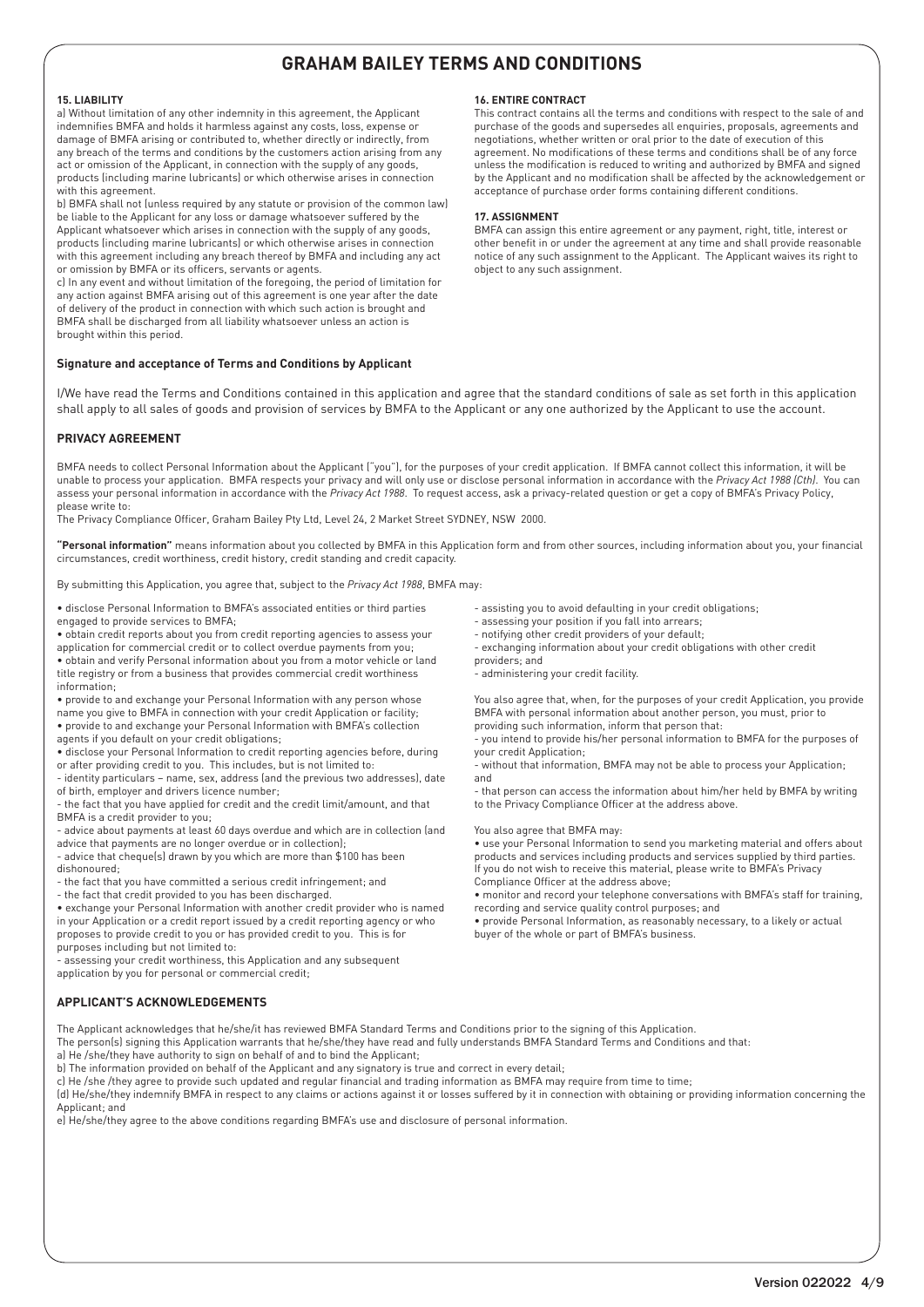# GRAHAM BAILEY TERMS AND CONDITIONS

**15. LIABILITY**

a) Without limitation of any other indemnity in this agreement, the Applicant indemnifies BMFA and holds it harmless against any costs, loss, expense or damage of BMFA arising or contributed to, whether directly or indirectly, from any breach of the terms and conditions by the customers action arising from any act or omission of the Applicant, in connection with the supply of any goods, products (including marine lubricants) or which otherwise arises in connection with this agreement.

b) BMFA shall not (unless required by any statute or provision of the common law) be liable to the Applicant for any loss or damage whatsoever suffered by the Applicant whatsoever which arises in connection with the supply of any goods, products (including marine lubricants) or which otherwise arises in connection with this agreement including any breach thereof by BMFA and including any act or omission by BMFA or its officers, servants or agents.

c) In any event and without limitation of the foregoing, the period of limitation for any action against BMFA arising out of this agreement is one year after the date of delivery of the product in connection with which such action is brought and BMFA shall be discharged from all liability whatsoever unless an action is brought within this period.

**16. ENTIRE CONTRACT**

This contract contains all the terms and conditions with respect to the sale of and purchase of the goods and supersedes all enquiries, proposals, agreements and negotiations, whether written or oral prior to the date of execution of this agreement. No modifications of these terms and conditions shall be of any force unless the modification is reduced to writing and authorized by BMFA and signed by the Applicant and no modification shall be affected by the acknowledgement or acceptance of purchase order forms containing different conditions.

**17. ASSIGNMENT**

BMFA can assign this entire agreement or any payment, right, title, interest or other benefit in or under the agreement at any time and shall provide reasonable notice of any such assignment to the Applicant. The Applicant waives its right to object to any such assignment.

**Signature and acceptance of Terms and Conditions by Applicant**

I/We have read the Terms and Conditions contained in this application and agree that the standard conditions of sale as set forth in this application shall apply to all sales of goods and provision of services by BMFA to the Applicant or any one authorized by the Applicant to use the account.

## PRIVACY AGREEMENT

BMFA needs to collect Personal Information about the Applicant ("you"), for the purposes of your credit application. If BMFA cannot collect this information, it will be unable to process your application. BMFA respects your privacy and will only use or disclose personal information in accordance with the *Privacy Act 1988 (Cth)*. You can assess your personal information in accordance with the *Privacy Act 1988*. To request access, ask a privacy-related question or get a copy of BMFA's Privacy Policy, please write to:

The Privacy Compliance Officer, Graham Bailey Pty Ltd, Level 24, 2 Market Street SYDNEY, NSW 2000.

**"Personal information"** means information about you collected by BMFA in this Application form and from other sources, including information about you, your financial circumstances, credit worthiness, credit history, credit standing and credit capacity.

By submitting this Application, you agree that, subject to the *Privacy Act 1988*, BMFA may:

- disclose Personal Information to BMFA's associated entities or third parties engaged to provide services to BMFA;
- obtain credit reports about you from credit reporting agencies to assess your application for commercial credit or to collect overdue payments from you;
- obtain and verify Personal information about you from a motor vehicle or land title registry or from a business that provides commercial credit worthiness information;
- provide to and exchange your Personal Information with any person whose name you give to BMFA in connection with your credit Application or facility;
- provide to and exchange your Personal Information with BMFA's collection agents if you default on your credit obligations;
- disclose your Personal Information to credit reporting agencies before, during or after providing credit to you. This includes, but is not limited to:
  - identity particulars – name, sex, address (and the previous two addresses), date of birth, employer and drivers licence number;
  - the fact that you have applied for credit and the credit limit/amount, and that BMFA is a credit provider to you;
  - advice about payments at least 60 days overdue and which are in collection (and advice that payments are no longer overdue or in collection);
  - advice that cheque(s) drawn by you which are more than $100 has been dishonoured;
  - the fact that you have committed a serious credit infringement; and
  - the fact that credit provided to you has been discharged.
- exchange your Personal Information with another credit provider who is named in your Application or a credit report issued by a credit reporting agency or who proposes to provide credit to you or has provided credit to you. This is for purposes including but not limited to:
  - assessing your credit worthiness, this Application and any subsequent application by you for personal or commercial credit;
  - assisting you to avoid defaulting in your credit obligations;
  - assessing your position if you fall into arrears;
  - notifying other credit providers of your default;
  - exchanging information about your credit obligations with other credit providers; and
  - administering your credit facility.

You also agree that, when, for the purposes of your credit Application, you provide BMFA with personal information about another person, you must, prior to providing such information, inform that person that:

- you intend to provide his/her personal information to BMFA for the purposes of your credit Application;
- without that information, BMFA may not be able to process your Application; and
- that person can access the information about him/her held by BMFA by writing to the Privacy Compliance Officer at the address above.

You also agree that BMFA may:

- use your Personal Information to send you marketing material and offers about products and services including products and services supplied by third parties. If you do not wish to receive this material, please write to BMFA's Privacy Compliance Officer at the address above;
- monitor and record your telephone conversations with BMFA's staff for training, recording and service quality control purposes; and
- provide Personal Information, as reasonably necessary, to a likely or actual buyer of the whole or part of BMFA's business.

## APPLICANT'S ACKNOWLEDGEMENTS

The Applicant acknowledges that he/she/it has reviewed BMFA Standard Terms and Conditions prior to the signing of this Application.

The person(s) signing this Application warrants that he/she/they have read and fully understands BMFA Standard Terms and Conditions and that:

a) He /she/they have authority to sign on behalf of and to bind the Applicant;

b) The information provided on behalf of the Applicant and any signatory is true and correct in every detail;

c) He /she /they agree to provide such updated and regular financial and trading information as BMFA may require from time to time;

(d) He/she/they indemnify BMFA in respect to any claims or actions against it or losses suffered by it in connection with obtaining or providing information concerning the Applicant; and

e) He/she/they agree to the above conditions regarding BMFA's use and disclosure of personal information.

Version 022022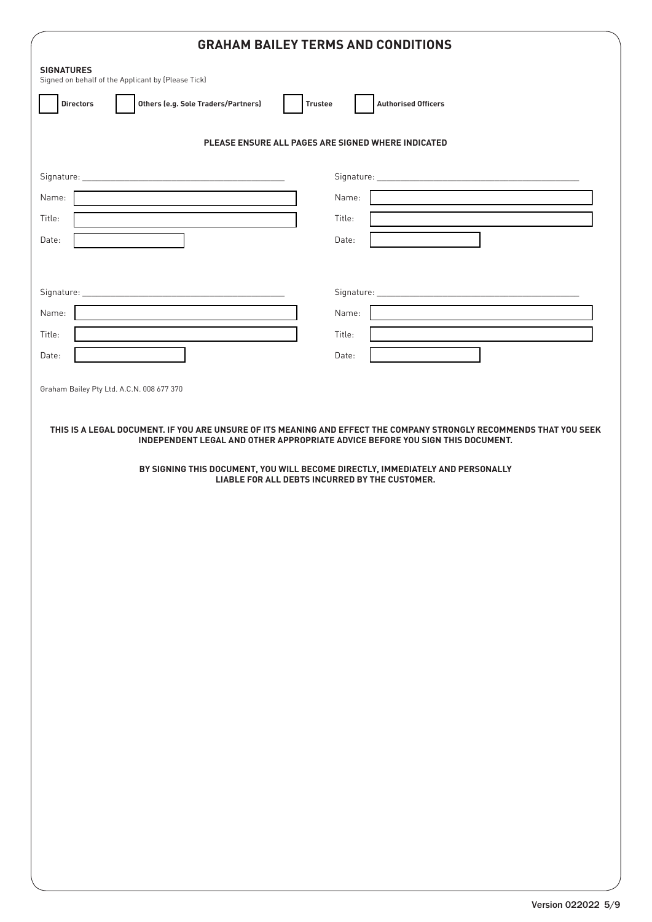# GRAHAM BAILEY TERMS AND CONDITIONS

**SIGNATURES**

Signed on behalf of the Applicant by (Please Tick)

☐ **Directors** ☐ **Others (e.g. Sole Traders/Partners)** ☐ **Trustee** ☐ **Authorised Officers**

**PLEASE ENSURE ALL PAGES ARE SIGNED WHERE INDICATED**

| | |
|---|---|
| Signature: ______________________ | Signature: ______________________ |
| Name: | Name: |
| Title: | Title: |
| Date: | Date: |
| Signature: ______________________ | Signature: ______________________ |
| Name: | Name: |
| Title: | Title: |
| Date: | Date: |

Graham Bailey Pty Ltd. A.C.N. 008 677 370

**THIS IS A LEGAL DOCUMENT. IF YOU ARE UNSURE OF ITS MEANING AND EFFECT THE COMPANY STRONGLY RECOMMENDS THAT YOU SEEK INDEPENDENT LEGAL AND OTHER APPROPRIATE ADVICE BEFORE YOU SIGN THIS DOCUMENT.**

**BY SIGNING THIS DOCUMENT, YOU WILL BECOME DIRECTLY, IMMEDIATELY AND PERSONALLY LIABLE FOR ALL DEBTS INCURRED BY THE CUSTOMER.**

Version 022022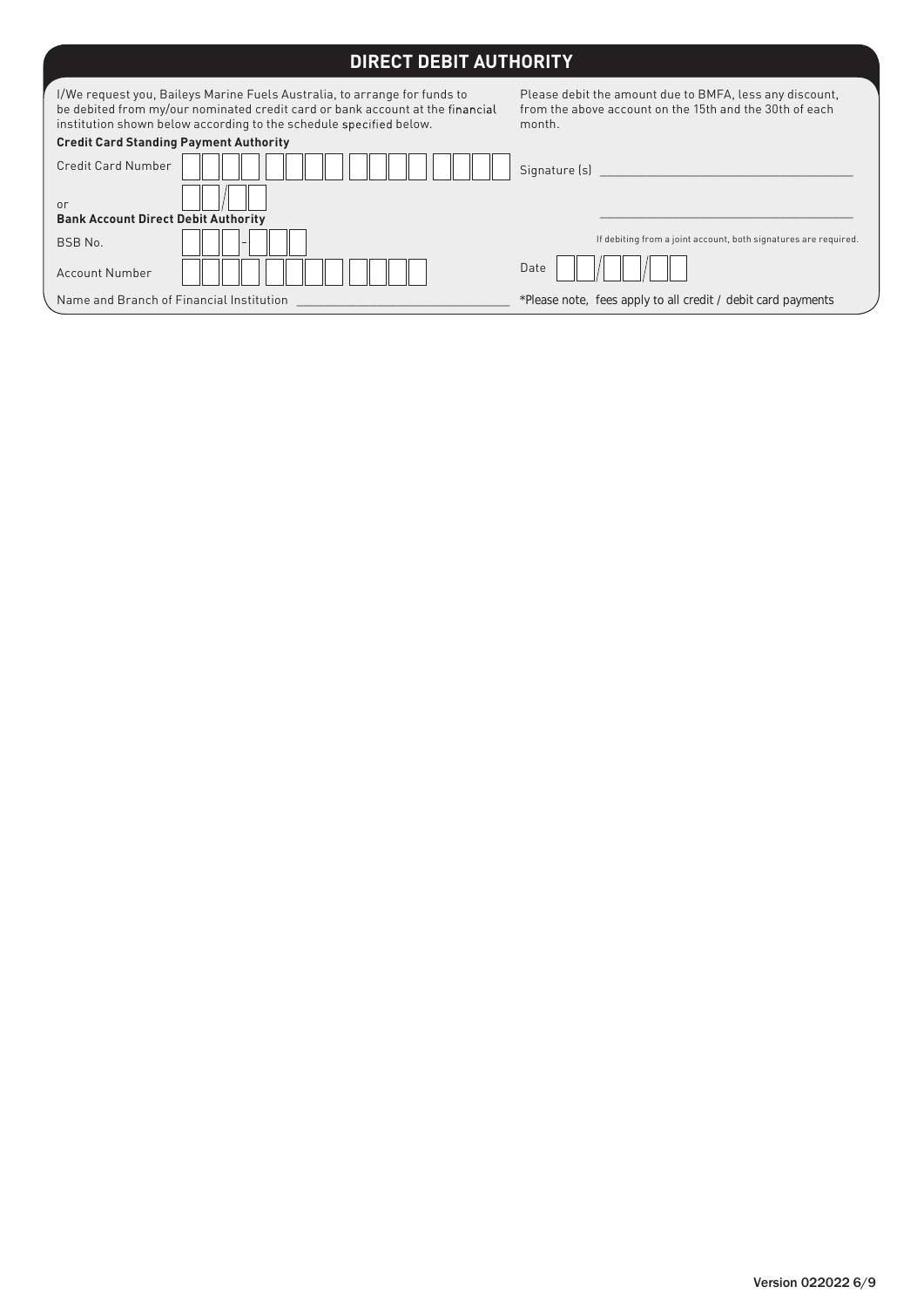# DIRECT DEBIT AUTHORITY

I/We request you, Baileys Marine Fuels Australia, to arrange for funds to be debited from my/our nominated credit card or bank account at the financial institution shown below according to the schedule specified below.

**Credit Card Standing Payment Authority**

Credit Card Number ____ ____ ____ ____

__ / __

or

**Bank Account Direct Debit Authority**

BSB No. ___ - ___

Account Number ____ ____ ____

Name and Branch of Financial Institution ______________________________

Please debit the amount due to BMFA, less any discount, from the above account on the 15th and the 30th of each month.

Signature (s) ______________________________

______________________________

If debiting from a joint account, both signatures are required.

Date __ / __ / __

*Please note, fees apply to all credit / debit card payments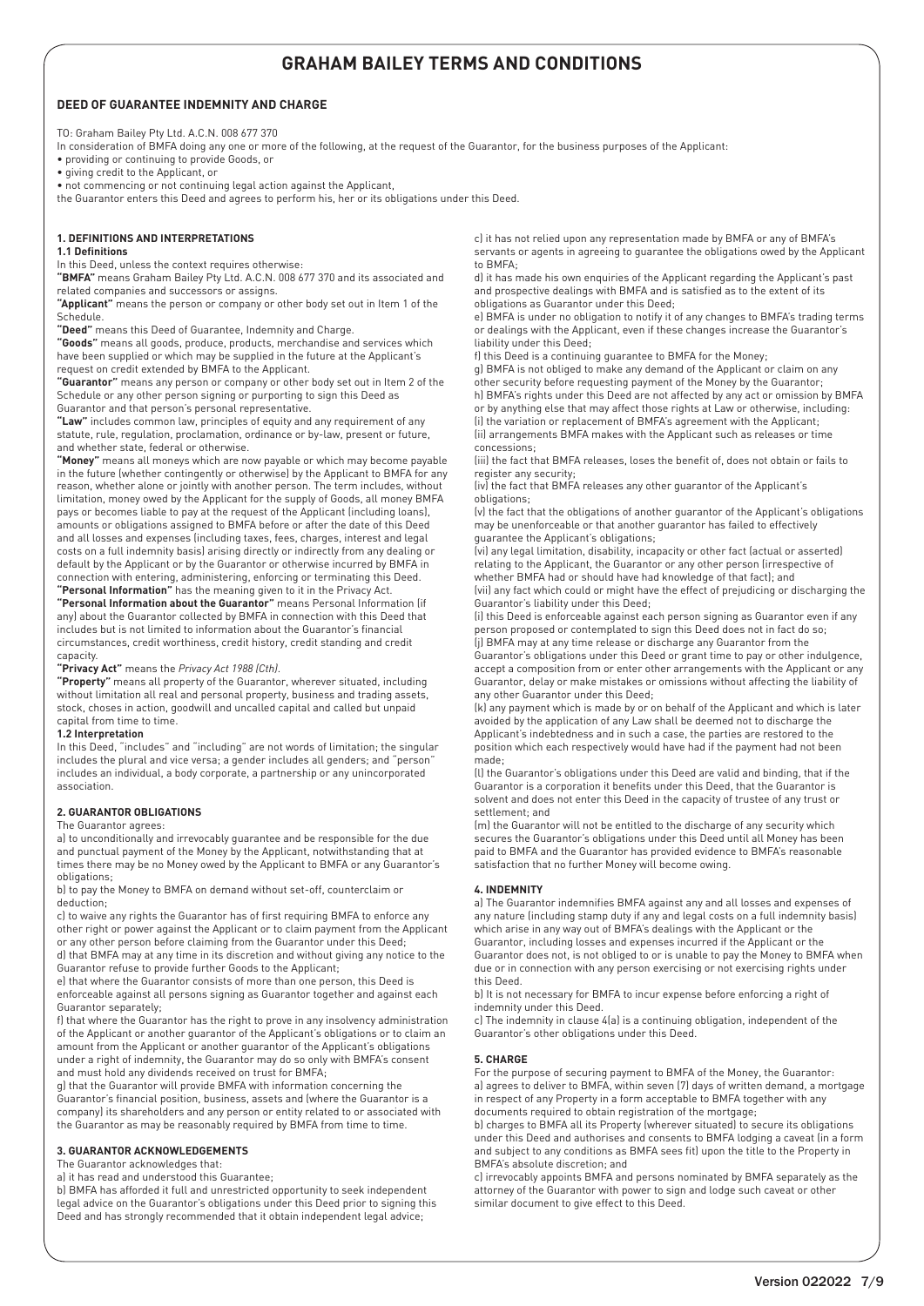# GRAHAM BAILEY TERMS AND CONDITIONS

## DEED OF GUARANTEE INDEMNITY AND CHARGE

TO: Graham Bailey Pty Ltd. A.C.N. 008 677 370

In consideration of BMFA doing any one or more of the following, at the request of the Guarantor, for the business purposes of the Applicant:

- providing or continuing to provide Goods, or
- giving credit to the Applicant, or
- not commencing or not continuing legal action against the Applicant,

the Guarantor enters this Deed and agrees to perform his, her or its obligations under this Deed.

### 1. DEFINITIONS AND INTERPRETATIONS

**1.1 Definitions**

In this Deed, unless the context requires otherwise:

**"BMFA"** means Graham Bailey Pty Ltd. A.C.N. 008 677 370 and its associated and related companies and successors or assigns.

**"Applicant"** means the person or company or other body set out in Item 1 of the Schedule.

**"Deed"** means this Deed of Guarantee, Indemnity and Charge.

**"Goods"** means all goods, produce, products, merchandise and services which have been supplied or which may be supplied in the future at the Applicant's request on credit extended by BMFA to the Applicant.

**"Guarantor"** means any person or company or other body set out in Item 2 of the Schedule or any other person signing or purporting to sign this Deed as Guarantor and that person's personal representative.

**"Law"** includes common law, principles of equity and any requirement of any statute, rule, regulation, proclamation, ordinance or by-law, present or future, and whether state, federal or otherwise.

**"Money"** means all moneys which are now payable or which may become payable in the future (whether contingently or otherwise) by the Applicant to BMFA for any reason, whether alone or jointly with another person. The term includes, without limitation, money owed by the Applicant for the supply of Goods, all money BMFA pays or becomes liable to pay at the request of the Applicant (including loans), amounts or obligations assigned to BMFA before or after the date of this Deed and all losses and expenses (including taxes, fees, charges, interest and legal costs on a full indemnity basis) arising directly or indirectly from any dealing or default by the Applicant or by the Guarantor or otherwise incurred by BMFA in connection with entering, administering, enforcing or terminating this Deed.

**"Personal Information"** has the meaning given to it in the Privacy Act.

**"Personal Information about the Guarantor"** means Personal Information (if any) about the Guarantor collected by BMFA in connection with this Deed that includes but is not limited to information about the Guarantor's financial circumstances, credit worthiness, credit history, credit standing and credit capacity.

**"Privacy Act"** means the *Privacy Act 1988 (Cth)*.

**"Property"** means all property of the Guarantor, wherever situated, including without limitation all real and personal property, business and trading assets, stock, choses in action, goodwill and uncalled capital and called but unpaid capital from time to time.

**1.2 Interpretation**

In this Deed, "includes" and "including" are not words of limitation; the singular includes the plural and vice versa; a gender includes all genders; and "person" includes an individual, a body corporate, a partnership or any unincorporated association.

### 2. GUARANTOR OBLIGATIONS

The Guarantor agrees:

a) to unconditionally and irrevocably guarantee and be responsible for the due and punctual payment of the Money by the Applicant, notwithstanding that at times there may be no Money owed by the Applicant to BMFA or any Guarantor's obligations;

b) to pay the Money to BMFA on demand without set-off, counterclaim or deduction;

c) to waive any rights the Guarantor has of first requiring BMFA to enforce any other right or power against the Applicant or to claim payment from the Applicant or any other person before claiming from the Guarantor under this Deed;

d) that BMFA may at any time in its discretion and without giving any notice to the Guarantor refuse to provide further Goods to the Applicant;

e) that where the Guarantor consists of more than one person, this Deed is enforceable against all persons signing as Guarantor together and against each Guarantor separately;

f) that where the Guarantor has the right to prove in any insolvency administration of the Applicant or another guarantor of the Applicant's obligations or to claim an amount from the Applicant or another guarantor of the Applicant's obligations under a right of indemnity, the Guarantor may do so only with BMFA's consent and must hold any dividends received on trust for BMFA;

g) that the Guarantor will provide BMFA with information concerning the Guarantor's financial position, business, assets and (where the Guarantor is a company) its shareholders and any person or entity related to or associated with the Guarantor as may be reasonably required by BMFA from time to time.

### 3. GUARANTOR ACKNOWLEDGEMENTS

The Guarantor acknowledges that:

a) it has read and understood this Guarantee;

b) BMFA has afforded it full and unrestricted opportunity to seek independent legal advice on the Guarantor's obligations under this Deed prior to signing this Deed and has strongly recommended that it obtain independent legal advice;

c) it has not relied upon any representation made by BMFA or any of BMFA's servants or agents in agreeing to guarantee the obligations owed by the Applicant to BMFA;

d) it has made his own enquiries of the Applicant regarding the Applicant's past and prospective dealings with BMFA and is satisfied as to the extent of its obligations as Guarantor under this Deed;

e) BMFA is under no obligation to notify it of any changes to BMFA's trading terms or dealings with the Applicant, even if these changes increase the Guarantor's liability under this Deed;

f) this Deed is a continuing guarantee to BMFA for the Money;

g) BMFA is not obliged to make any demand of the Applicant or claim on any other security before requesting payment of the Money by the Guarantor;

h) BMFA's rights under this Deed are not affected by any act or omission by BMFA or by anything else that may affect those rights at Law or otherwise, including:

(i) the variation or replacement of BMFA's agreement with the Applicant;

(ii) arrangements BMFA makes with the Applicant such as releases or time concessions;

(iii) the fact that BMFA releases, loses the benefit of, does not obtain or fails to register any security;

(iv) the fact that BMFA releases any other guarantor of the Applicant's obligations;

(v) the fact that the obligations of another guarantor of the Applicant's obligations may be unenforceable or that another guarantor has failed to effectively guarantee the Applicant's obligations;

(vi) any legal limitation, disability, incapacity or other fact (actual or asserted) relating to the Applicant, the Guarantor or any other person (irrespective of whether BMFA had or should have had knowledge of that fact); and

(vii) any fact which could or might have the effect of prejudicing or discharging the Guarantor's liability under this Deed;

(i) this Deed is enforceable against each person signing as Guarantor even if any person proposed or contemplated to sign this Deed does not in fact do so;

(j) BMFA may at any time release or discharge any Guarantor from the Guarantor's obligations under this Deed or grant time to pay or other indulgence, accept a composition from or enter other arrangements with the Applicant or any Guarantor, delay or make mistakes or omissions without affecting the liability of any other Guarantor under this Deed;

(k) any payment which is made by or on behalf of the Applicant and which is later avoided by the application of any Law shall be deemed not to discharge the Applicant's indebtedness and in such a case, the parties are restored to the position which each respectively would have had if the payment had not been made;

(l) the Guarantor's obligations under this Deed are valid and binding, that if the Guarantor is a corporation it benefits under this Deed, that the Guarantor is solvent and does not enter this Deed in the capacity of trustee of any trust or settlement; and

(m) the Guarantor will not be entitled to the discharge of any security which secures the Guarantor's obligations under this Deed until all Money has been paid to BMFA and the Guarantor has provided evidence to BMFA's reasonable satisfaction that no further Money will become owing.

### 4. INDEMNITY

a) The Guarantor indemnifies BMFA against any and all losses and expenses of any nature (including stamp duty if any and legal costs on a full indemnity basis) which arise in any way out of BMFA's dealings with the Applicant or the Guarantor, including losses and expenses incurred if the Applicant or the Guarantor does not, is not obliged to or is unable to pay the Money to BMFA when due or in connection with any person exercising or not exercising rights under this Deed.

b) It is not necessary for BMFA to incur expense before enforcing a right of indemnity under this Deed.

c) The indemnity in clause 4(a) is a continuing obligation, independent of the Guarantor's other obligations under this Deed.

### 5. CHARGE

For the purpose of securing payment to BMFA of the Money, the Guarantor:

a) agrees to deliver to BMFA, within seven (7) days of written demand, a mortgage in respect of any Property in a form acceptable to BMFA together with any documents required to obtain registration of the mortgage;

b) charges to BMFA all its Property (wherever situated) to secure its obligations under this Deed and authorises and consents to BMFA lodging a caveat (in a form and subject to any conditions as BMFA sees fit) upon the title to the Property in BMFA's absolute discretion; and

c) irrevocably appoints BMFA and persons nominated by BMFA separately as the attorney of the Guarantor with power to sign and lodge such caveat or other similar document to give effect to this Deed.

Version 022022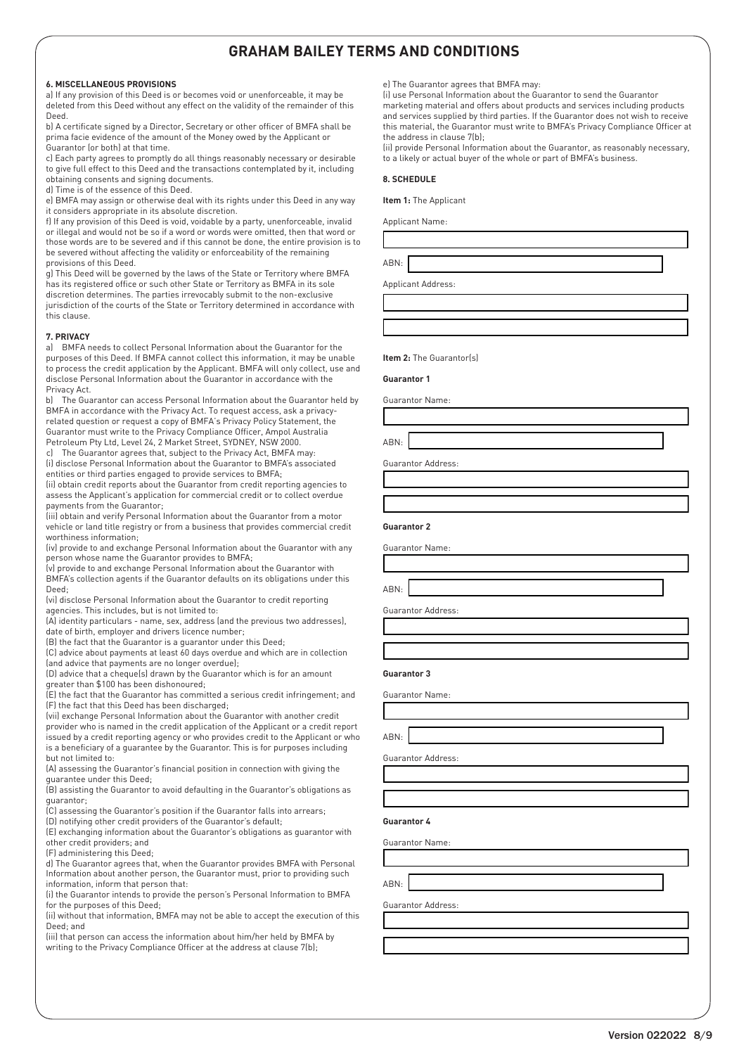# GRAHAM BAILEY TERMS AND CONDITIONS

**6. MISCELLANEOUS PROVISIONS**

a) If any provision of this Deed is or becomes void or unenforceable, it may be deleted from this Deed without any effect on the validity of the remainder of this Deed.

b) A certificate signed by a Director, Secretary or other officer of BMFA shall be prima facie evidence of the amount of the Money owed by the Applicant or Guarantor (or both) at that time.

c) Each party agrees to promptly do all things reasonably necessary or desirable to give full effect to this Deed and the transactions contemplated by it, including obtaining consents and signing documents.

d) Time is of the essence of this Deed.

e) BMFA may assign or otherwise deal with its rights under this Deed in any way it considers appropriate in its absolute discretion.

f) If any provision of this Deed is void, voidable by a party, unenforceable, invalid or illegal and would not be so if a word or words were omitted, then that word or those words are to be severed and if this cannot be done, the entire provision is to be severed without affecting the validity or enforceability of the remaining provisions of this Deed.

g) This Deed will be governed by the laws of the State or Territory where BMFA has its registered office or such other State or Territory as BMFA in its sole discretion determines. The parties irrevocably submit to the non-exclusive jurisdiction of the courts of the State or Territory determined in accordance with this clause.

**7. PRIVACY**

a) BMFA needs to collect Personal Information about the Guarantor for the purposes of this Deed. If BMFA cannot collect this information, it may be unable to process the credit application by the Applicant. BMFA will only collect, use and disclose Personal Information about the Guarantor in accordance with the Privacy Act.

b) The Guarantor can access Personal Information about the Guarantor held by BMFA in accordance with the Privacy Act. To request access, ask a privacy-related question or request a copy of BMFA's Privacy Policy Statement, the Guarantor must write to the Privacy Compliance Officer, Ampol Australia Petroleum Pty Ltd, Level 24, 2 Market Street, SYDNEY, NSW 2000.

c) The Guarantor agrees that, subject to the Privacy Act, BMFA may:

(i) disclose Personal Information about the Guarantor to BMFA's associated entities or third parties engaged to provide services to BMFA;

(ii) obtain credit reports about the Guarantor from credit reporting agencies to assess the Applicant's application for commercial credit or to collect overdue payments from the Guarantor;

(iii) obtain and verify Personal Information about the Guarantor from a motor vehicle or land title registry or from a business that provides commercial credit worthiness information;

(iv) provide to and exchange Personal Information about the Guarantor with any person whose name the Guarantor provides to BMFA;

(v) provide to and exchange Personal Information about the Guarantor with BMFA's collection agents if the Guarantor defaults on its obligations under this Deed;

(vi) disclose Personal Information about the Guarantor to credit reporting agencies. This includes, but is not limited to:

(A) identity particulars - name, sex, address (and the previous two addresses), date of birth, employer and drivers licence number;

(B) the fact that the Guarantor is a guarantor under this Deed;

(C) advice about payments at least 60 days overdue and which are in collection (and advice that payments are no longer overdue);

(D) advice that a cheque(s) drawn by the Guarantor which is for an amount greater than $100 has been dishonoured;

(E) the fact that the Guarantor has committed a serious credit infringement; and

(F) the fact that this Deed has been discharged;

(vii) exchange Personal Information about the Guarantor with another credit provider who is named in the credit application of the Applicant or a credit report issued by a credit reporting agency or who provides credit to the Applicant or who is a beneficiary of a guarantee by the Guarantor. This is for purposes including but not limited to:

(A) assessing the Guarantor's financial position in connection with giving the guarantee under this Deed;

(B) assisting the Guarantor to avoid defaulting in the Guarantor's obligations as guarantor;

(C) assessing the Guarantor's position if the Guarantor falls into arrears;

(D) notifying other credit providers of the Guarantor's default;

(E) exchanging information about the Guarantor's obligations as guarantor with other credit providers; and

(F) administering this Deed;

d) The Guarantor agrees that, when the Guarantor provides BMFA with Personal Information about another person, the Guarantor must, prior to providing such information, inform that person that:

(i) the Guarantor intends to provide the person's Personal Information to BMFA for the purposes of this Deed;

(ii) without that information, BMFA may not be able to accept the execution of this Deed; and

(iii) that person can access the information about him/her held by BMFA by writing to the Privacy Compliance Officer at the address at clause 7(b);

e) The Guarantor agrees that BMFA may:

(i) use Personal Information about the Guarantor to send the Guarantor marketing material and offers about products and services including products and services supplied by third parties. If the Guarantor does not wish to receive this material, the Guarantor must write to BMFA's Privacy Compliance Officer at the address in clause 7(b);

(ii) provide Personal Information about the Guarantor, as reasonably necessary, to a likely or actual buyer of the whole or part of BMFA's business.

**8. SCHEDULE**

**Item 1:** The Applicant

Applicant Name:

ABN:

Applicant Address:

**Item 2:** The Guarantor(s)

**Guarantor 1**

Guarantor Name:

ABN:

Guarantor Address:

**Guarantor 2**

Guarantor Name:

ABN:

Guarantor Address:

**Guarantor 3**

Guarantor Name:

ABN:

Guarantor Address:

**Guarantor 4**

Guarantor Name:

ABN:

Guarantor Address:

Version 022022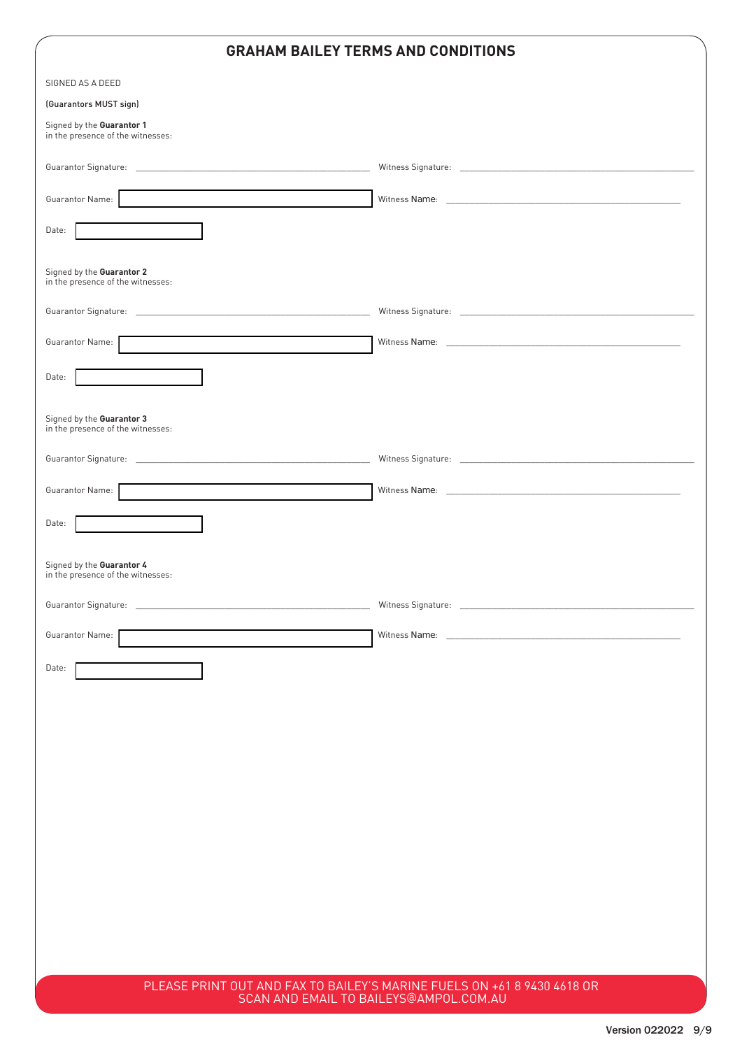# GRAHAM BAILEY TERMS AND CONDITIONS

SIGNED AS A DEED

**(Guarantors MUST sign)**

Signed by the **Guarantor 1**
in the presence of the witnesses:

Guarantor Signature: ______________________ Witness Signature: ______________________

Guarantor Name: ______________________ Witness Name: ______________________

Date: ______________

Signed by the **Guarantor 2**
in the presence of the witnesses:

Guarantor Signature: ______________________ Witness Signature: ______________________

Guarantor Name: ______________________ Witness Name: ______________________

Date: ______________

Signed by the **Guarantor 3**
in the presence of the witnesses:

Guarantor Signature: ______________________ Witness Signature: ______________________

Guarantor Name: ______________________ Witness Name: ______________________

Date: ______________

Signed by the **Guarantor 4**
in the presence of the witnesses:

Guarantor Signature: ______________________ Witness Signature: ______________________

Guarantor Name: ______________________ Witness Name: ______________________

Date: ______________

PLEASE PRINT OUT AND FAX TO BAILEY'S MARINE FUELS ON +61 8 9430 4618 OR SCAN AND EMAIL TO BAILEYS@AMPOL.COM.AU

Version 022022